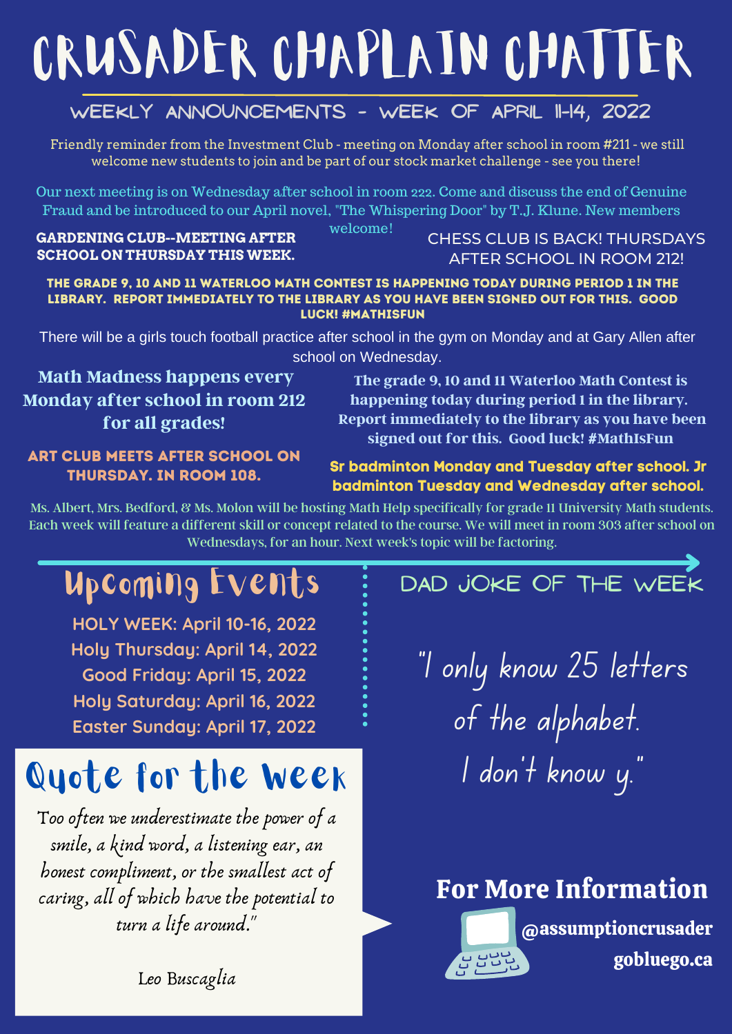# CRUSADER CHAPLAIN CHATTER

## WEEKLY ANNOUNCEMENTS - WEEK OF APRIL 11-14, 2022

Friendly reminder from the Investment Club - meeting on Monday after school in room #211 - we still welcome new students to join and be part of our stock market challenge - see you there!

Our next meeting is on Wednesday after school in room 222. Come and discuss the end of Genuine Fraud and be introduced to our April novel, "The Whispering Door" by T.J. Klune. New members welcome!

**GARDENING CLUB--MEETING AFTER SCHOOL ON THURSDAY THIS WEEK.**

CHESS CLUB IS BACK! THURSDAYS AFTER SCHOOL IN ROOM 212!

**THE GRADE 9, 10 AND 11 WATERLOO MATH CONTEST IS HAPPENING TODAY DURING PERIOD 1 IN THE LIBRARY. REPORT IMMEDIATELY TO THE LIBRARY AS YOU HAVE BEEN SIGNED OUT FOR THIS. GOOD LUCK! #MATHISFUN**

There will be a girls touch football practice after school in the gym on Monday and at Gary Allen after school on Wednesday.

**Math Madness happens every Monday after school in room 212 for all grades!**

**ART CLUB MEETS AFTER SCHOOL ON THURSDAY. IN ROOM 108.**

**The grade 9, 10 and 11 Waterloo Math Contest is happening today during period 1 in the library. Report immediately to the library as you have been signed out for this. Good luck! #MathIsFun**

**Sr badminton Monday and Tuesday after school. Jr badminton Tuesday and Wednesday after school.**

Ms. Albert, Mrs. Bedford, & Ms. Molon will be hosting Math Help specifically for grade 11 University Math students. Each week will feature a different skill or concept related to the course. We will meet in room 303 after school on Wednesdays, for an hour. Next week's topic will be factoring.

## Upcoming Events

HOLY WEEK: April 10-16, 2022
Holy Thursday: April 14, 2022
Good Friday: April 15, 2022
Holy Saturday: April 16, 2022
Easter Sunday: April 17, 2022

## DAD JOKE OF THE WEEK

"I only know 25 letters of the alphabet. I don't know y."

## Quote for the Week

*Too often we underestimate the power of a smile, a kind word, a listening ear, an honest compliment, or the smallest act of caring, all of which have the potential to turn a life around."*

Leo Buscaglia

## For More Information

**@assumptioncrusader**
**gobluego.ca**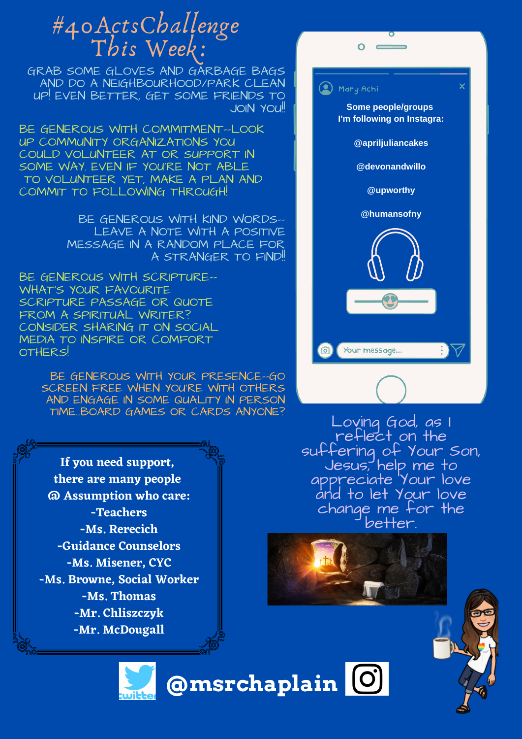# #40ActsChallenge This Week:

GRAB SOME GLOVES AND GARBAGE BAGS AND DO A NEIGHBOURHOOD/PARK CLEAN UP! EVEN BETTER, GET SOME FRIENDS TO JOIN YOU!!

BE GENEROUS WITH COMMITMENT--LOOK UP COMMUNITY ORGANIZATIONS YOU COULD VOLUNTEER AT OR SUPPORT IN SOME WAY. EVEN IF YOU'RE NOT ABLE TO VOLUNTEER YET, MAKE A PLAN AND COMMIT TO FOLLOWING THROUGH!

BE GENEROUS WITH KIND WORDS--LEAVE A NOTE WITH A POSITIVE MESSAGE IN A RANDOM PLACE FOR A STRANGER TO FIND!!

BE GENEROUS WITH SCRIPTURE--WHAT'S YOUR FAVOURITE SCRIPTURE PASSAGE OR QUOTE FROM A SPIRITUAL WRITER? CONSIDER SHARING IT ON SOCIAL MEDIA TO INSPIRE OR COMFORT OTHERS!

BE GENEROUS WITH YOUR PRESENCE--GO SCREEN FREE WHEN YOU'RE WITH OTHERS AND ENGAGE IN SOME QUALITY IN PERSON TIME...BOARD GAMES OR CARDS ANYONE?

Mary Achi

**Some people/groups I'm following on Instagra:**

**@apriljuliancakes**

**@devonandwillo**

**@upworthy**

**@humansofny**

Your message...

Loving God, as I reflect on the suffering of Your Son, Jesus, help me to appreciate Your love and to let Your love change me for the better.

**If you need support, there are many people @ Assumption who care:**

- **Teachers**
- **Ms. Rerecich**
- **Guidance Counselors**
- **Ms. Misener, CYC**
- **Ms. Browne, Social Worker**
- **Ms. Thomas**
- **Mr. Chliszczyk**
- **Mr. McDougall**

**@msrchaplain**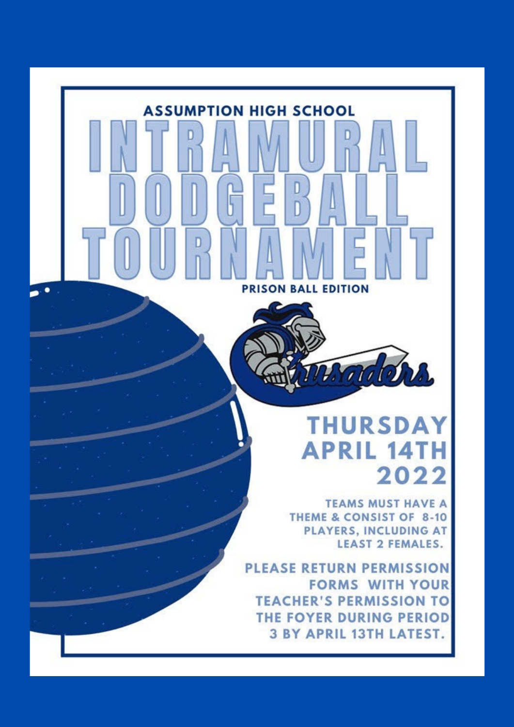ASSUMPTION HIGH SCHOOL

# INTRAMURAL DODGEBALL TOURNAMENT

PRISON BALL EDITION

Crusaders

## THURSDAY APRIL 14TH 2022

**TEAMS MUST HAVE A THEME & CONSIST OF 8-10 PLAYERS, INCLUDING AT LEAST 2 FEMALES.**

**PLEASE RETURN PERMISSION FORMS WITH YOUR TEACHER'S PERMISSION TO THE FOYER DURING PERIOD 3 BY APRIL 13TH LATEST.**